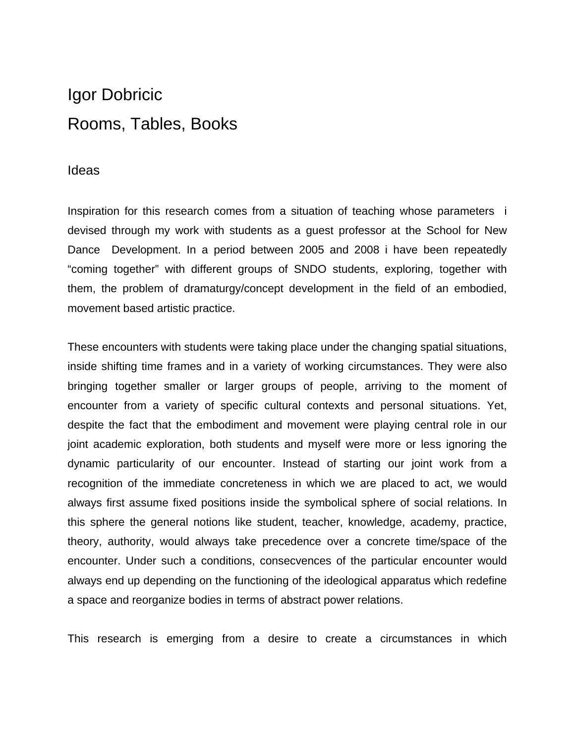# Igor Dobricic

# Rooms, Tables, Books

## Ideas

Inspiration for this research comes from a situation of teaching whose parameters i devised through my work with students as a guest professor at the School for New Dance Development. In a period between 2005 and 2008 i have been repeatedly "coming together" with different groups of SNDO students, exploring, together with them, the problem of dramaturgy/concept development in the field of an embodied, movement based artistic practice.

These encounters with students were taking place under the changing spatial situations, inside shifting time frames and in a variety of working circumstances. They were also bringing together smaller or larger groups of people, arriving to the moment of encounter from a variety of specific cultural contexts and personal situations. Yet, despite the fact that the embodiment and movement were playing central role in our joint academic exploration, both students and myself were more or less ignoring the dynamic particularity of our encounter. Instead of starting our joint work from a recognition of the immediate concreteness in which we are placed to act, we would always first assume fixed positions inside the symbolical sphere of social relations. In this sphere the general notions like student, teacher, knowledge, academy, practice, theory, authority, would always take precedence over a concrete time/space of the encounter. Under such a conditions, consecvences of the particular encounter would always end up depending on the functioning of the ideological apparatus which redefine a space and reorganize bodies in terms of abstract power relations.

This research is emerging from a desire to create a circumstances in which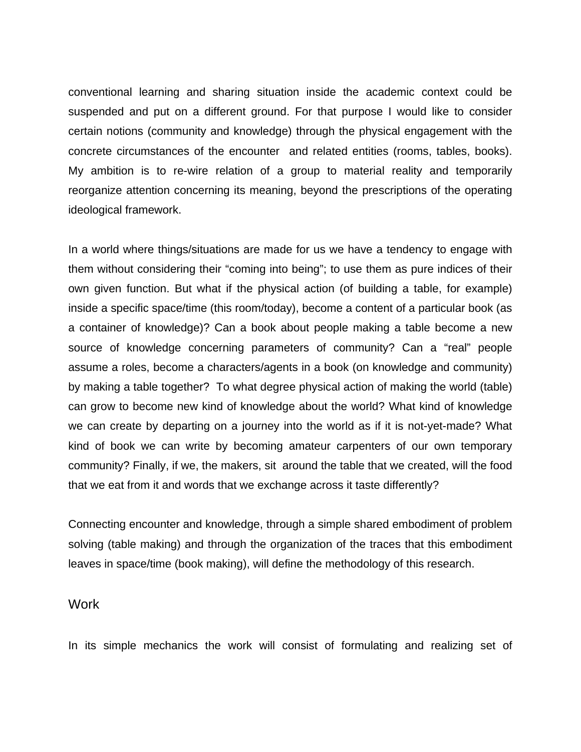conventional learning and sharing situation inside the academic context could be suspended and put on a different ground. For that purpose I would like to consider certain notions (community and knowledge) through the physical engagement with the concrete circumstances of the encounter  and related entities (rooms, tables, books). My ambition is to re-wire relation of a group to material reality and temporarily reorganize attention concerning its meaning, beyond the prescriptions of the operating ideological framework.

In a world where things/situations are made for us we have a tendency to engage with them without considering their "coming into being"; to use them as pure indices of their own given function. But what if the physical action (of building a table, for example) inside a specific space/time (this room/today), become a content of a particular book (as a container of knowledge)? Can a book about people making a table become a new source of knowledge concerning parameters of community? Can a "real" people assume a roles, become a characters/agents in a book (on knowledge and community) by making a table together?  To what degree physical action of making the world (table) can grow to become new kind of knowledge about the world? What kind of knowledge we can create by departing on a journey into the world as if it is not-yet-made? What kind of book we can write by becoming amateur carpenters of our own temporary community? Finally, if we, the makers, sit  around the table that we created, will the food that we eat from it and words that we exchange across it taste differently?

Connecting encounter and knowledge, through a simple shared embodiment of problem solving (table making) and through the organization of the traces that this embodiment leaves in space/time (book making), will define the methodology of this research.

## Work

In its simple mechanics the work will consist of formulating and realizing set of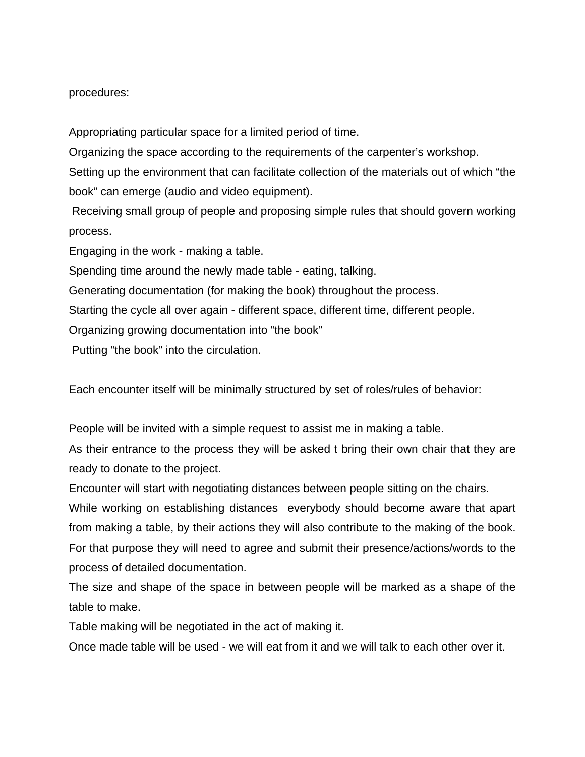procedures:

Appropriating particular space for a limited period of time.
Organizing the space according to the requirements of the carpenter's workshop.
Setting up the environment that can facilitate collection of the materials out of which "the book" can emerge (audio and video equipment).
Receiving small group of people and proposing simple rules that should govern working process.
Engaging in the work - making a table.
Spending time around the newly made table - eating, talking.
Generating documentation (for making the book) throughout the process.
Starting the cycle all over again - different space, different time, different people.
Organizing growing documentation into "the book"
Putting "the book" into the circulation.

Each encounter itself will be minimally structured by set of roles/rules of behavior:

People will be invited with a simple request to assist me in making a table.
As their entrance to the process they will be asked t bring their own chair that they are ready to donate to the project.
Encounter will start with negotiating distances between people sitting on the chairs.
While working on establishing distances everybody should become aware that apart from making a table, by their actions they will also contribute to the making of the book. For that purpose they will need to agree and submit their presence/actions/words to the process of detailed documentation.
The size and shape of the space in between people will be marked as a shape of the table to make.
Table making will be negotiated in the act of making it.
Once made table will be used - we will eat from it and we will talk to each other over it.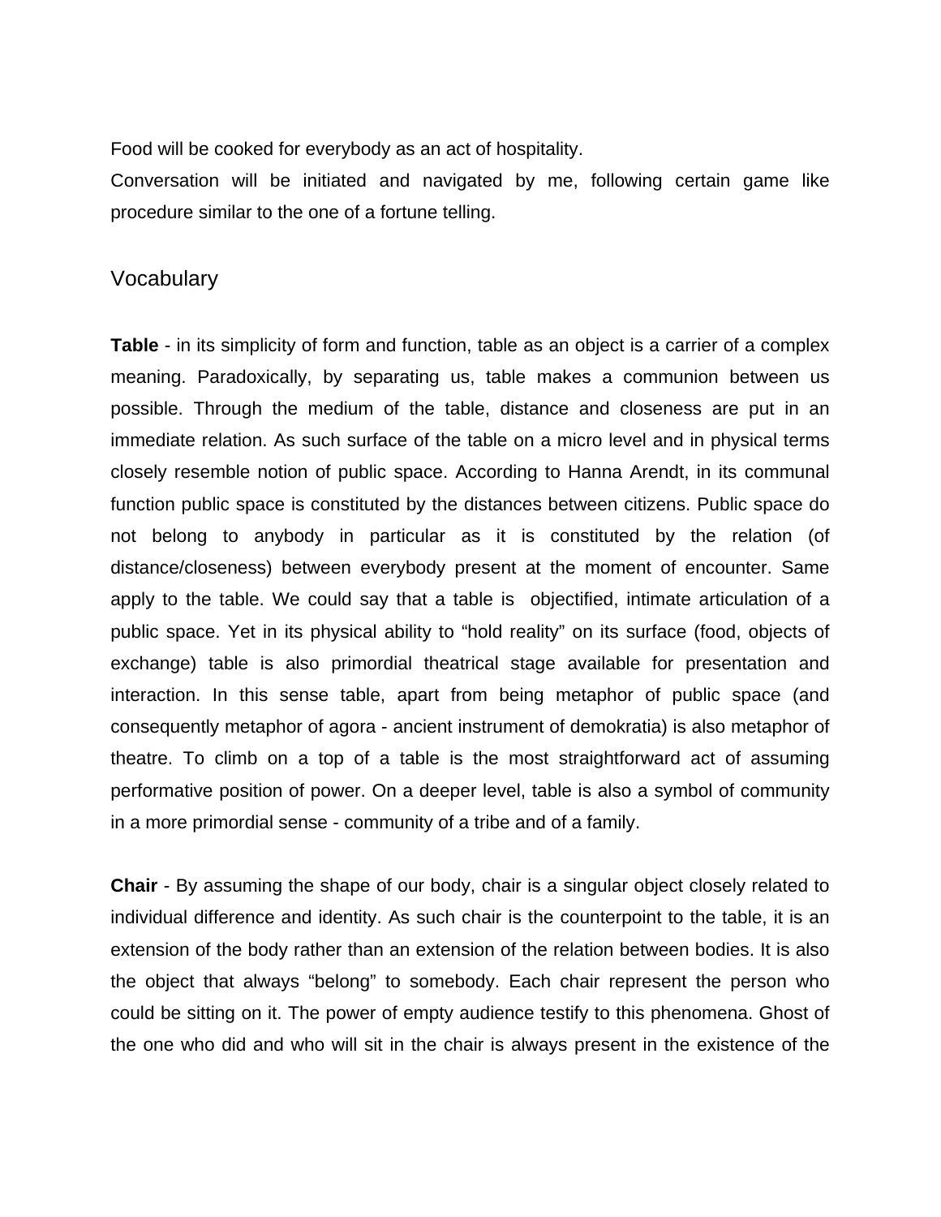Food will be cooked for everybody as an act of hospitality.
Conversation will be initiated and navigated by me, following certain game like procedure similar to the one of a fortune telling.

## Vocabulary

**Table** - in its simplicity of form and function, table as an object is a carrier of a complex meaning. Paradoxically, by separating us, table makes a communion between us possible. Through the medium of the table, distance and closeness are put in an immediate relation. As such surface of the table on a micro level and in physical terms closely resemble notion of public space. According to Hanna Arendt, in its communal function public space is constituted by the distances between citizens. Public space do not belong to anybody in particular as it is constituted by the relation (of distance/closeness) between everybody present at the moment of encounter. Same apply to the table. We could say that a table is objectified, intimate articulation of a public space. Yet in its physical ability to "hold reality" on its surface (food, objects of exchange) table is also primordial theatrical stage available for presentation and interaction. In this sense table, apart from being metaphor of public space (and consequently metaphor of agora - ancient instrument of demokratia) is also metaphor of theatre. To climb on a top of a table is the most straightforward act of assuming performative position of power. On a deeper level, table is also a symbol of community in a more primordial sense - community of a tribe and of a family.

**Chair** - By assuming the shape of our body, chair is a singular object closely related to individual difference and identity. As such chair is the counterpoint to the table, it is an extension of the body rather than an extension of the relation between bodies. It is also the object that always "belong" to somebody. Each chair represent the person who could be sitting on it. The power of empty audience testify to this phenomena. Ghost of the one who did and who will sit in the chair is always present in the existence of the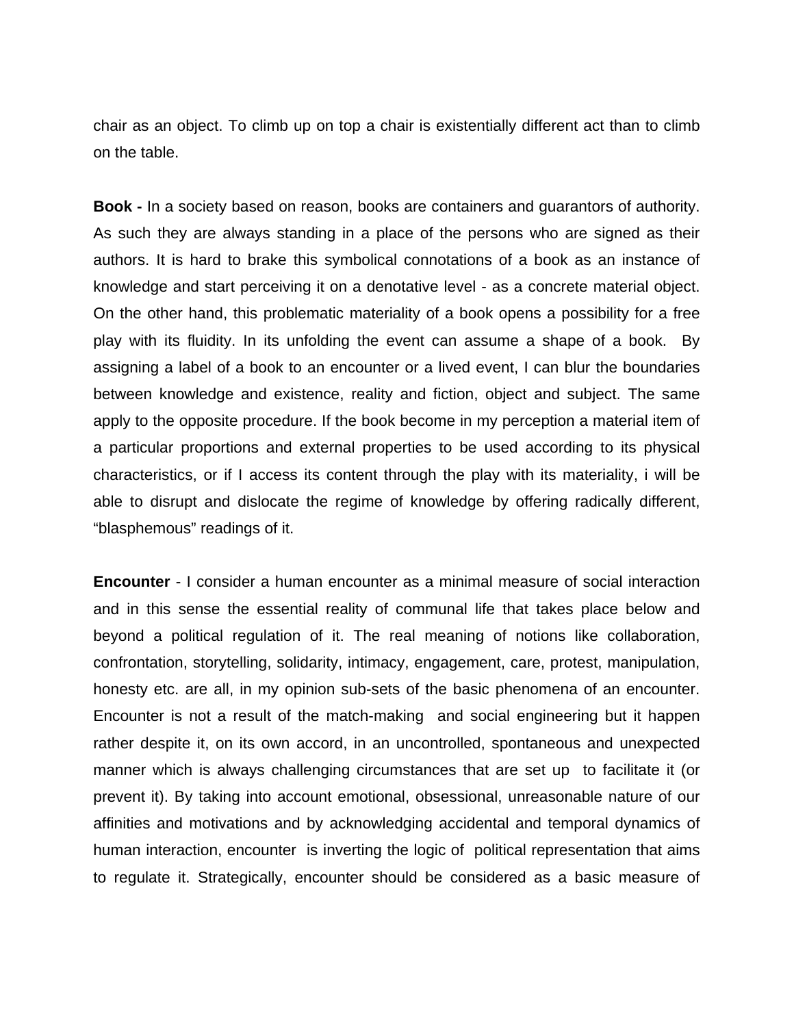chair as an object. To climb up on top a chair is existentially different act than to climb on the table.

**Book -** In a society based on reason, books are containers and guarantors of authority. As such they are always standing in a place of the persons who are signed as their authors. It is hard to brake this symbolical connotations of a book as an instance of knowledge and start perceiving it on a denotative level - as a concrete material object. On the other hand, this problematic materiality of a book opens a possibility for a free play with its fluidity. In its unfolding the event can assume a shape of a book. By assigning a label of a book to an encounter or a lived event, I can blur the boundaries between knowledge and existence, reality and fiction, object and subject. The same apply to the opposite procedure. If the book become in my perception a material item of a particular proportions and external properties to be used according to its physical characteristics, or if I access its content through the play with its materiality, i will be able to disrupt and dislocate the regime of knowledge by offering radically different, "blasphemous" readings of it.

**Encounter** - I consider a human encounter as a minimal measure of social interaction and in this sense the essential reality of communal life that takes place below and beyond a political regulation of it. The real meaning of notions like collaboration, confrontation, storytelling, solidarity, intimacy, engagement, care, protest, manipulation, honesty etc. are all, in my opinion sub-sets of the basic phenomena of an encounter. Encounter is not a result of the match-making and social engineering but it happen rather despite it, on its own accord, in an uncontrolled, spontaneous and unexpected manner which is always challenging circumstances that are set up to facilitate it (or prevent it). By taking into account emotional, obsessional, unreasonable nature of our affinities and motivations and by acknowledging accidental and temporal dynamics of human interaction, encounter is inverting the logic of political representation that aims to regulate it. Strategically, encounter should be considered as a basic measure of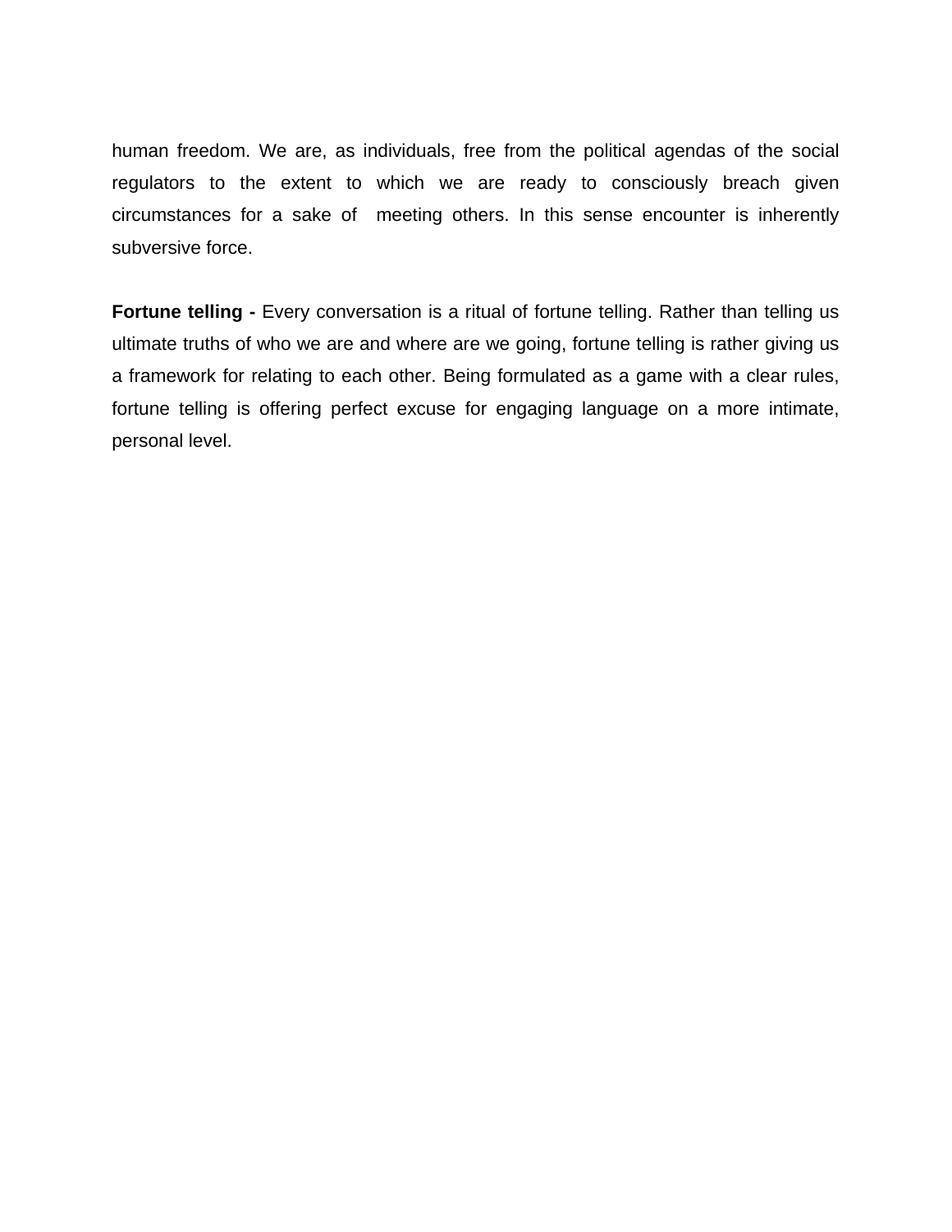human freedom. We are, as individuals, free from the political agendas of the social regulators to the extent to which we are ready to consciously breach given circumstances for a sake of meeting others. In this sense encounter is inherently subversive force.

**Fortune telling -** Every conversation is a ritual of fortune telling. Rather than telling us ultimate truths of who we are and where are we going, fortune telling is rather giving us a framework for relating to each other. Being formulated as a game with a clear rules, fortune telling is offering perfect excuse for engaging language on a more intimate, personal level.